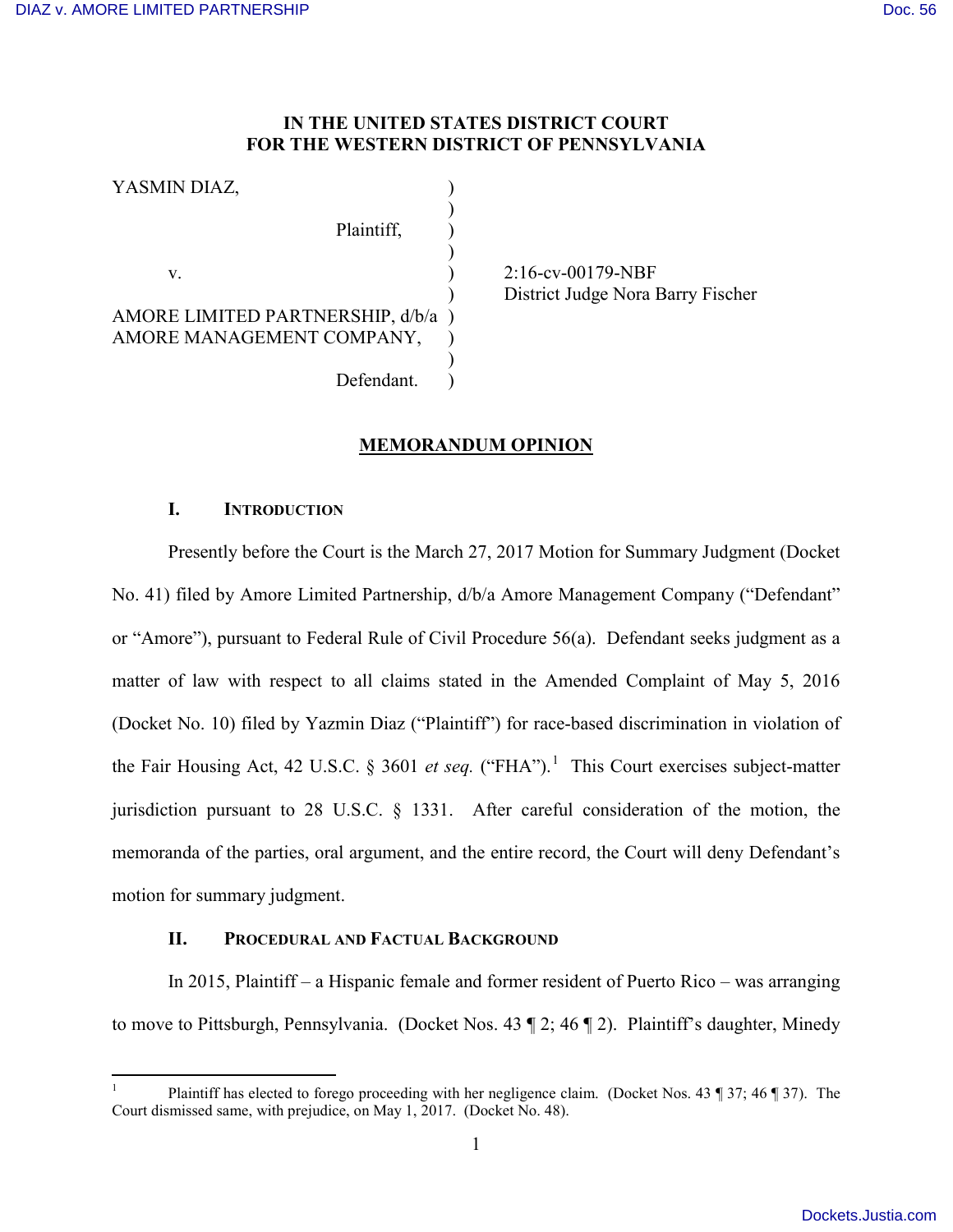IN THE UNITED STATES DISTRICT COURT
FOR THE WESTERN DISTRICT OF PENNSYLVANIA

| | | |
|---|---|---|
| YASMIN DIAZ, | ) | |
| | ) | |
| Plaintiff, | ) | |
| | ) | |
| v. | ) | 2:16-cv-00179-NBF |
| | ) | District Judge Nora Barry Fischer |
| AMORE LIMITED PARTNERSHIP, d/b/a | ) | |
| AMORE MANAGEMENT COMPANY, | ) | |
| | ) | |
| Defendant. | ) | |

## MEMORANDUM OPINION

### I. INTRODUCTION

Presently before the Court is the March 27, 2017 Motion for Summary Judgment (Docket No. 41) filed by Amore Limited Partnership, d/b/a Amore Management Company ("Defendant" or "Amore"), pursuant to Federal Rule of Civil Procedure 56(a). Defendant seeks judgment as a matter of law with respect to all claims stated in the Amended Complaint of May 5, 2016 (Docket No. 10) filed by Yazmin Diaz ("Plaintiff") for race-based discrimination in violation of the Fair Housing Act, 42 U.S.C. § 3601 *et seq.* ("FHA").[1] This Court exercises subject-matter jurisdiction pursuant to 28 U.S.C. § 1331. After careful consideration of the motion, the memoranda of the parties, oral argument, and the entire record, the Court will deny Defendant's motion for summary judgment.

### II. PROCEDURAL AND FACTUAL BACKGROUND

In 2015, Plaintiff – a Hispanic female and former resident of Puerto Rico – was arranging to move to Pittsburgh, Pennsylvania. (Docket Nos. 43 ¶ 2; 46 ¶ 2). Plaintiff's daughter, Minedy

---

[1] Plaintiff has elected to forego proceeding with her negligence claim. (Docket Nos. 43 ¶ 37; 46 ¶ 37). The Court dismissed same, with prejudice, on May 1, 2017. (Docket No. 48).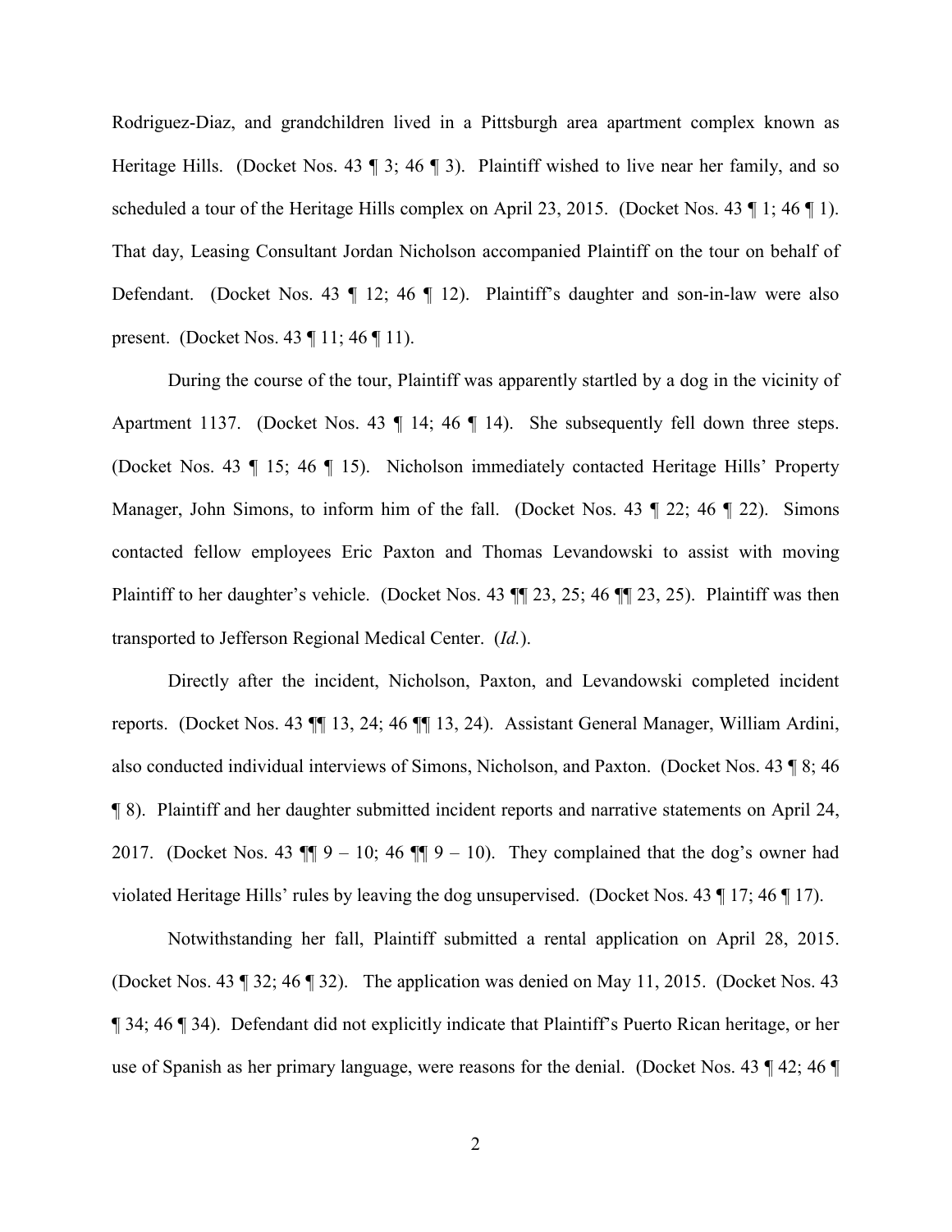Rodriguez-Diaz, and grandchildren lived in a Pittsburgh area apartment complex known as Heritage Hills. (Docket Nos. 43 ¶ 3; 46 ¶ 3). Plaintiff wished to live near her family, and so scheduled a tour of the Heritage Hills complex on April 23, 2015. (Docket Nos. 43 ¶ 1; 46 ¶ 1). That day, Leasing Consultant Jordan Nicholson accompanied Plaintiff on the tour on behalf of Defendant. (Docket Nos. 43 ¶ 12; 46 ¶ 12). Plaintiff's daughter and son-in-law were also present. (Docket Nos. 43 ¶ 11; 46 ¶ 11).

During the course of the tour, Plaintiff was apparently startled by a dog in the vicinity of Apartment 1137. (Docket Nos. 43 ¶ 14; 46 ¶ 14). She subsequently fell down three steps. (Docket Nos. 43 ¶ 15; 46 ¶ 15). Nicholson immediately contacted Heritage Hills' Property Manager, John Simons, to inform him of the fall. (Docket Nos. 43 ¶ 22; 46 ¶ 22). Simons contacted fellow employees Eric Paxton and Thomas Levandowski to assist with moving Plaintiff to her daughter's vehicle. (Docket Nos. 43 ¶¶ 23, 25; 46 ¶¶ 23, 25). Plaintiff was then transported to Jefferson Regional Medical Center. (*Id.*).

Directly after the incident, Nicholson, Paxton, and Levandowski completed incident reports. (Docket Nos. 43 ¶¶ 13, 24; 46 ¶¶ 13, 24). Assistant General Manager, William Ardini, also conducted individual interviews of Simons, Nicholson, and Paxton. (Docket Nos. 43 ¶ 8; 46 ¶ 8). Plaintiff and her daughter submitted incident reports and narrative statements on April 24, 2017. (Docket Nos. 43 ¶¶ 9 – 10; 46 ¶¶ 9 – 10). They complained that the dog's owner had violated Heritage Hills' rules by leaving the dog unsupervised. (Docket Nos. 43 ¶ 17; 46 ¶ 17).

Notwithstanding her fall, Plaintiff submitted a rental application on April 28, 2015. (Docket Nos. 43 ¶ 32; 46 ¶ 32). The application was denied on May 11, 2015. (Docket Nos. 43 ¶ 34; 46 ¶ 34). Defendant did not explicitly indicate that Plaintiff's Puerto Rican heritage, or her use of Spanish as her primary language, were reasons for the denial. (Docket Nos. 43 ¶ 42; 46 ¶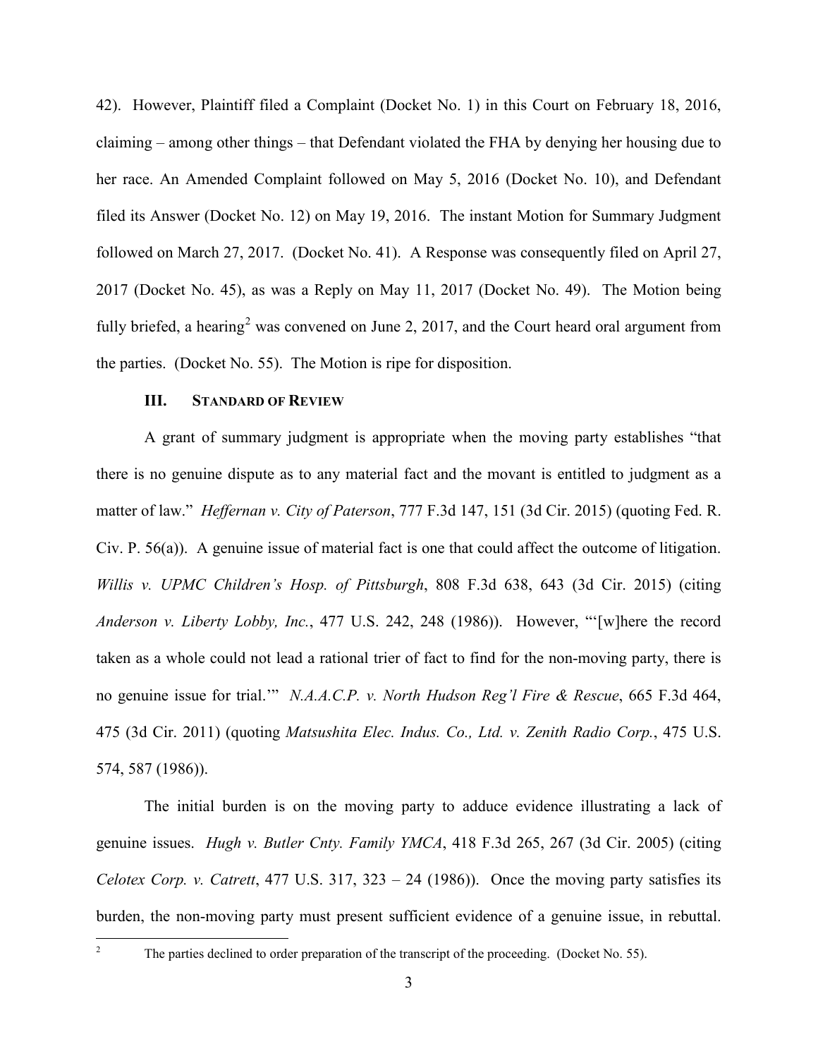42). However, Plaintiff filed a Complaint (Docket No. 1) in this Court on February 18, 2016, claiming – among other things – that Defendant violated the FHA by denying her housing due to her race. An Amended Complaint followed on May 5, 2016 (Docket No. 10), and Defendant filed its Answer (Docket No. 12) on May 19, 2016. The instant Motion for Summary Judgment followed on March 27, 2017. (Docket No. 41). A Response was consequently filed on April 27, 2017 (Docket No. 45), as was a Reply on May 11, 2017 (Docket No. 49). The Motion being fully briefed, a hearing[2] was convened on June 2, 2017, and the Court heard oral argument from the parties. (Docket No. 55). The Motion is ripe for disposition.

### III. STANDARD OF REVIEW

A grant of summary judgment is appropriate when the moving party establishes "that there is no genuine dispute as to any material fact and the movant is entitled to judgment as a matter of law." *Heffernan v. City of Paterson*, 777 F.3d 147, 151 (3d Cir. 2015) (quoting Fed. R. Civ. P. 56(a)). A genuine issue of material fact is one that could affect the outcome of litigation. *Willis v. UPMC Children's Hosp. of Pittsburgh*, 808 F.3d 638, 643 (3d Cir. 2015) (citing *Anderson v. Liberty Lobby, Inc.*, 477 U.S. 242, 248 (1986)). However, "'[w]here the record taken as a whole could not lead a rational trier of fact to find for the non-moving party, there is no genuine issue for trial.'" *N.A.A.C.P. v. North Hudson Reg'l Fire & Rescue*, 665 F.3d 464, 475 (3d Cir. 2011) (quoting *Matsushita Elec. Indus. Co., Ltd. v. Zenith Radio Corp.*, 475 U.S. 574, 587 (1986)).

The initial burden is on the moving party to adduce evidence illustrating a lack of genuine issues. *Hugh v. Butler Cnty. Family YMCA*, 418 F.3d 265, 267 (3d Cir. 2005) (citing *Celotex Corp. v. Catrett*, 477 U.S. 317, 323 – 24 (1986)). Once the moving party satisfies its burden, the non-moving party must present sufficient evidence of a genuine issue, in rebuttal.

---

[2] The parties declined to order preparation of the transcript of the proceeding. (Docket No. 55).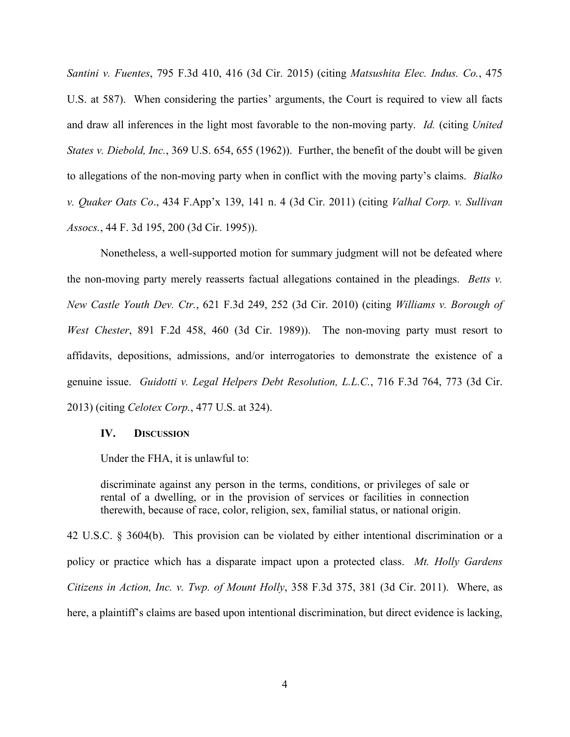*Santini v. Fuentes*, 795 F.3d 410, 416 (3d Cir. 2015) (citing *Matsushita Elec. Indus. Co.*, 475 U.S. at 587). When considering the parties' arguments, the Court is required to view all facts and draw all inferences in the light most favorable to the non-moving party. *Id.* (citing *United States v. Diebold, Inc.*, 369 U.S. 654, 655 (1962)). Further, the benefit of the doubt will be given to allegations of the non-moving party when in conflict with the moving party's claims. *Bialko v. Quaker Oats Co*., 434 F.App'x 139, 141 n. 4 (3d Cir. 2011) (citing *Valhal Corp. v. Sullivan Assocs.*, 44 F. 3d 195, 200 (3d Cir. 1995)).

Nonetheless, a well-supported motion for summary judgment will not be defeated where the non-moving party merely reasserts factual allegations contained in the pleadings. *Betts v. New Castle Youth Dev. Ctr.*, 621 F.3d 249, 252 (3d Cir. 2010) (citing *Williams v. Borough of West Chester*, 891 F.2d 458, 460 (3d Cir. 1989)). The non-moving party must resort to affidavits, depositions, admissions, and/or interrogatories to demonstrate the existence of a genuine issue. *Guidotti v. Legal Helpers Debt Resolution, L.L.C.*, 716 F.3d 764, 773 (3d Cir. 2013) (citing *Celotex Corp.*, 477 U.S. at 324).

## IV. DISCUSSION

Under the FHA, it is unlawful to:

> discriminate against any person in the terms, conditions, or privileges of sale or rental of a dwelling, or in the provision of services or facilities in connection therewith, because of race, color, religion, sex, familial status, or national origin.

42 U.S.C. § 3604(b). This provision can be violated by either intentional discrimination or a policy or practice which has a disparate impact upon a protected class. *Mt. Holly Gardens Citizens in Action, Inc. v. Twp. of Mount Holly*, 358 F.3d 375, 381 (3d Cir. 2011). Where, as here, a plaintiff's claims are based upon intentional discrimination, but direct evidence is lacking,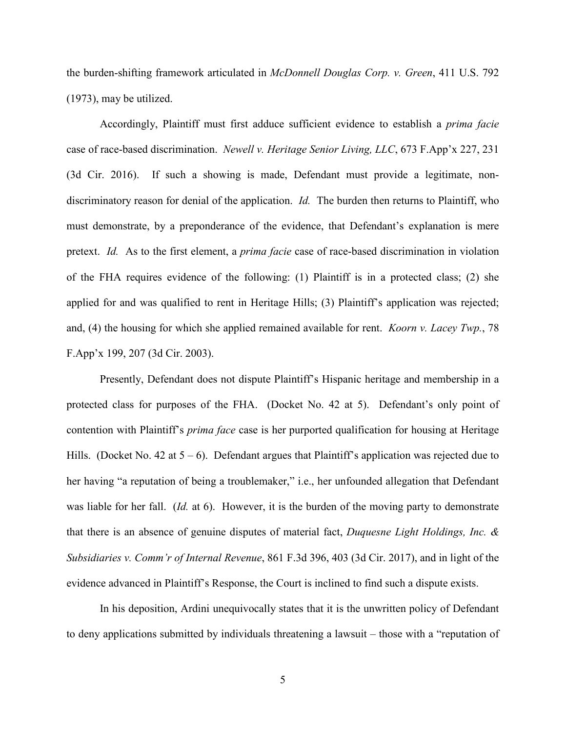the burden-shifting framework articulated in *McDonnell Douglas Corp. v. Green*, 411 U.S. 792 (1973), may be utilized.

Accordingly, Plaintiff must first adduce sufficient evidence to establish a *prima facie* case of race-based discrimination. *Newell v. Heritage Senior Living, LLC*, 673 F.App'x 227, 231 (3d Cir. 2016). If such a showing is made, Defendant must provide a legitimate, non-discriminatory reason for denial of the application. *Id.* The burden then returns to Plaintiff, who must demonstrate, by a preponderance of the evidence, that Defendant's explanation is mere pretext. *Id.* As to the first element, a *prima facie* case of race-based discrimination in violation of the FHA requires evidence of the following: (1) Plaintiff is in a protected class; (2) she applied for and was qualified to rent in Heritage Hills; (3) Plaintiff's application was rejected; and, (4) the housing for which she applied remained available for rent. *Koorn v. Lacey Twp.*, 78 F.App'x 199, 207 (3d Cir. 2003).

Presently, Defendant does not dispute Plaintiff's Hispanic heritage and membership in a protected class for purposes of the FHA. (Docket No. 42 at 5). Defendant's only point of contention with Plaintiff's *prima face* case is her purported qualification for housing at Heritage Hills. (Docket No. 42 at 5 – 6). Defendant argues that Plaintiff's application was rejected due to her having "a reputation of being a troublemaker," i.e., her unfounded allegation that Defendant was liable for her fall. (*Id.* at 6). However, it is the burden of the moving party to demonstrate that there is an absence of genuine disputes of material fact, *Duquesne Light Holdings, Inc. & Subsidiaries v. Comm'r of Internal Revenue*, 861 F.3d 396, 403 (3d Cir. 2017), and in light of the evidence advanced in Plaintiff's Response, the Court is inclined to find such a dispute exists.

In his deposition, Ardini unequivocally states that it is the unwritten policy of Defendant to deny applications submitted by individuals threatening a lawsuit – those with a "reputation of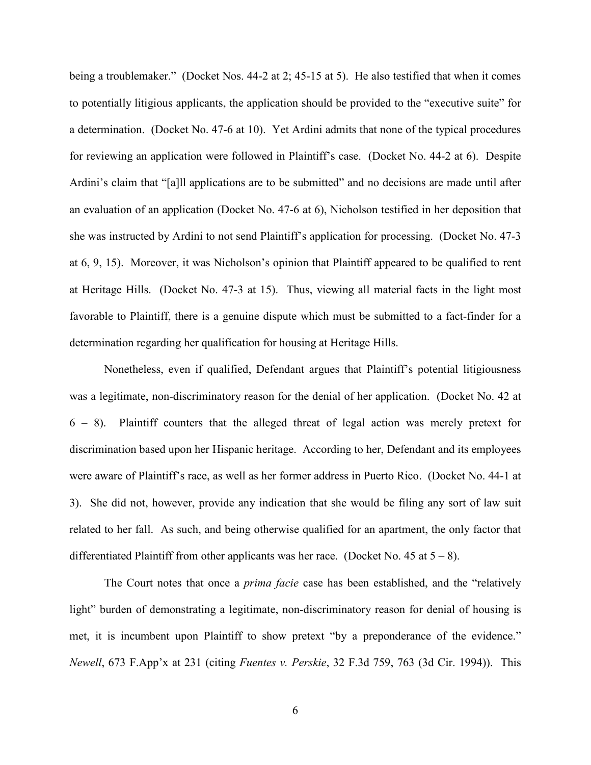being a troublemaker." (Docket Nos. 44-2 at 2; 45-15 at 5). He also testified that when it comes to potentially litigious applicants, the application should be provided to the "executive suite" for a determination. (Docket No. 47-6 at 10). Yet Ardini admits that none of the typical procedures for reviewing an application were followed in Plaintiff's case. (Docket No. 44-2 at 6). Despite Ardini's claim that "[a]ll applications are to be submitted" and no decisions are made until after an evaluation of an application (Docket No. 47-6 at 6), Nicholson testified in her deposition that she was instructed by Ardini to not send Plaintiff's application for processing. (Docket No. 47-3 at 6, 9, 15). Moreover, it was Nicholson's opinion that Plaintiff appeared to be qualified to rent at Heritage Hills. (Docket No. 47-3 at 15). Thus, viewing all material facts in the light most favorable to Plaintiff, there is a genuine dispute which must be submitted to a fact-finder for a determination regarding her qualification for housing at Heritage Hills.

Nonetheless, even if qualified, Defendant argues that Plaintiff's potential litigiousness was a legitimate, non-discriminatory reason for the denial of her application. (Docket No. 42 at 6 – 8). Plaintiff counters that the alleged threat of legal action was merely pretext for discrimination based upon her Hispanic heritage. According to her, Defendant and its employees were aware of Plaintiff's race, as well as her former address in Puerto Rico. (Docket No. 44-1 at 3). She did not, however, provide any indication that she would be filing any sort of law suit related to her fall. As such, and being otherwise qualified for an apartment, the only factor that differentiated Plaintiff from other applicants was her race. (Docket No. 45 at 5 – 8).

The Court notes that once a *prima facie* case has been established, and the "relatively light" burden of demonstrating a legitimate, non-discriminatory reason for denial of housing is met, it is incumbent upon Plaintiff to show pretext "by a preponderance of the evidence." *Newell*, 673 F.App'x at 231 (citing *Fuentes v. Perskie*, 32 F.3d 759, 763 (3d Cir. 1994)). This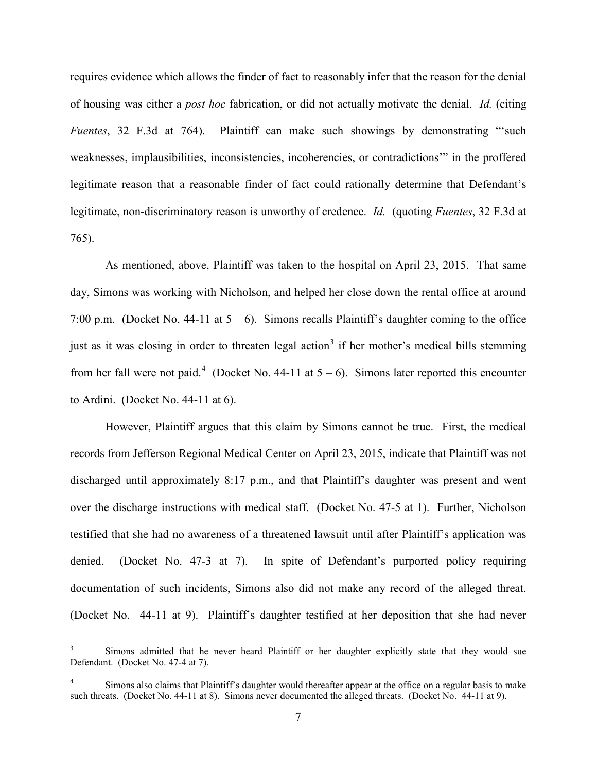requires evidence which allows the finder of fact to reasonably infer that the reason for the denial of housing was either a *post hoc* fabrication, or did not actually motivate the denial. *Id.* (citing *Fuentes*, 32 F.3d at 764). Plaintiff can make such showings by demonstrating "'such weaknesses, implausibilities, inconsistencies, incoherencies, or contradictions'" in the proffered legitimate reason that a reasonable finder of fact could rationally determine that Defendant's legitimate, non-discriminatory reason is unworthy of credence. *Id.* (quoting *Fuentes*, 32 F.3d at 765).

As mentioned, above, Plaintiff was taken to the hospital on April 23, 2015. That same day, Simons was working with Nicholson, and helped her close down the rental office at around 7:00 p.m. (Docket No. 44-11 at 5 – 6). Simons recalls Plaintiff's daughter coming to the office just as it was closing in order to threaten legal action[3] if her mother's medical bills stemming from her fall were not paid.[4] (Docket No. 44-11 at 5 – 6). Simons later reported this encounter to Ardini. (Docket No. 44-11 at 6).

However, Plaintiff argues that this claim by Simons cannot be true. First, the medical records from Jefferson Regional Medical Center on April 23, 2015, indicate that Plaintiff was not discharged until approximately 8:17 p.m., and that Plaintiff's daughter was present and went over the discharge instructions with medical staff. (Docket No. 47-5 at 1). Further, Nicholson testified that she had no awareness of a threatened lawsuit until after Plaintiff's application was denied. (Docket No. 47-3 at 7). In spite of Defendant's purported policy requiring documentation of such incidents, Simons also did not make any record of the alleged threat. (Docket No. 44-11 at 9). Plaintiff's daughter testified at her deposition that she had never

---

[3] Simons admitted that he never heard Plaintiff or her daughter explicitly state that they would sue Defendant. (Docket No. 47-4 at 7).

[4] Simons also claims that Plaintiff's daughter would thereafter appear at the office on a regular basis to make such threats. (Docket No. 44-11 at 8). Simons never documented the alleged threats. (Docket No. 44-11 at 9).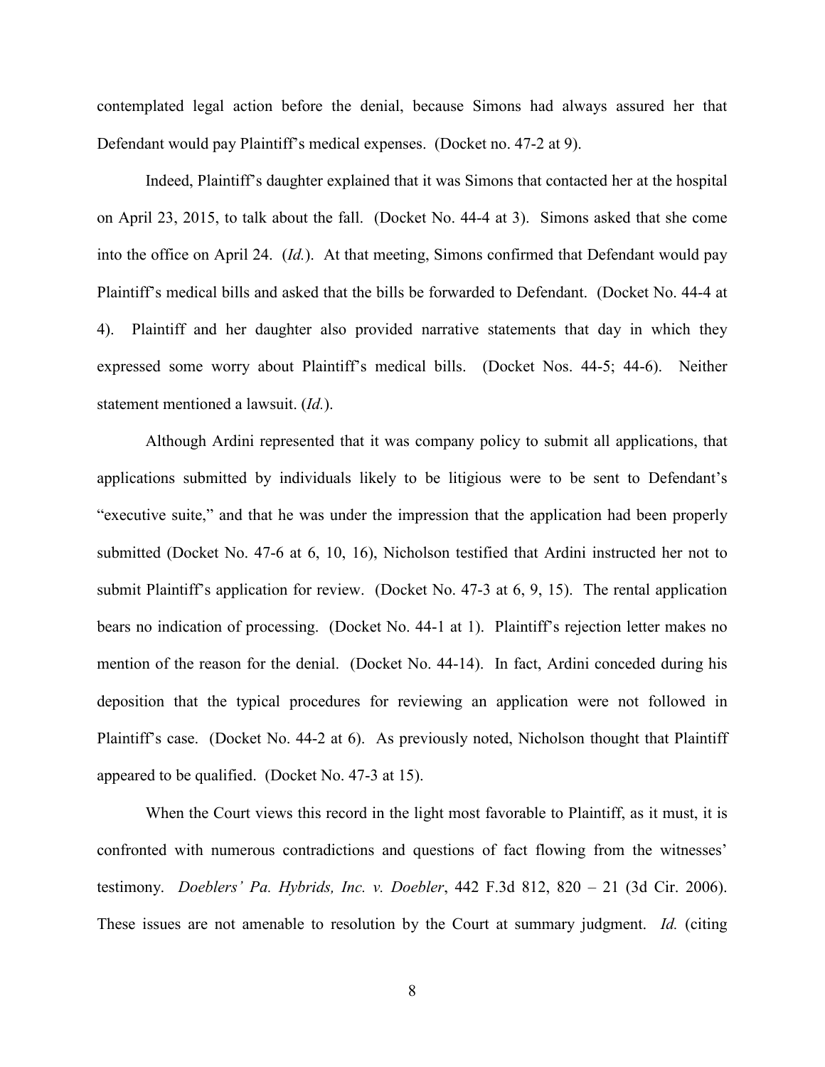contemplated legal action before the denial, because Simons had always assured her that Defendant would pay Plaintiff's medical expenses. (Docket no. 47-2 at 9).

Indeed, Plaintiff's daughter explained that it was Simons that contacted her at the hospital on April 23, 2015, to talk about the fall. (Docket No. 44-4 at 3). Simons asked that she come into the office on April 24. (*Id.*). At that meeting, Simons confirmed that Defendant would pay Plaintiff's medical bills and asked that the bills be forwarded to Defendant. (Docket No. 44-4 at 4). Plaintiff and her daughter also provided narrative statements that day in which they expressed some worry about Plaintiff's medical bills. (Docket Nos. 44-5; 44-6). Neither statement mentioned a lawsuit. (*Id.*).

Although Ardini represented that it was company policy to submit all applications, that applications submitted by individuals likely to be litigious were to be sent to Defendant's "executive suite," and that he was under the impression that the application had been properly submitted (Docket No. 47-6 at 6, 10, 16), Nicholson testified that Ardini instructed her not to submit Plaintiff's application for review. (Docket No. 47-3 at 6, 9, 15). The rental application bears no indication of processing. (Docket No. 44-1 at 1). Plaintiff's rejection letter makes no mention of the reason for the denial. (Docket No. 44-14). In fact, Ardini conceded during his deposition that the typical procedures for reviewing an application were not followed in Plaintiff's case. (Docket No. 44-2 at 6). As previously noted, Nicholson thought that Plaintiff appeared to be qualified. (Docket No. 47-3 at 15).

When the Court views this record in the light most favorable to Plaintiff, as it must, it is confronted with numerous contradictions and questions of fact flowing from the witnesses' testimony. *Doeblers' Pa. Hybrids, Inc. v. Doebler*, 442 F.3d 812, 820 – 21 (3d Cir. 2006). These issues are not amenable to resolution by the Court at summary judgment. *Id.* (citing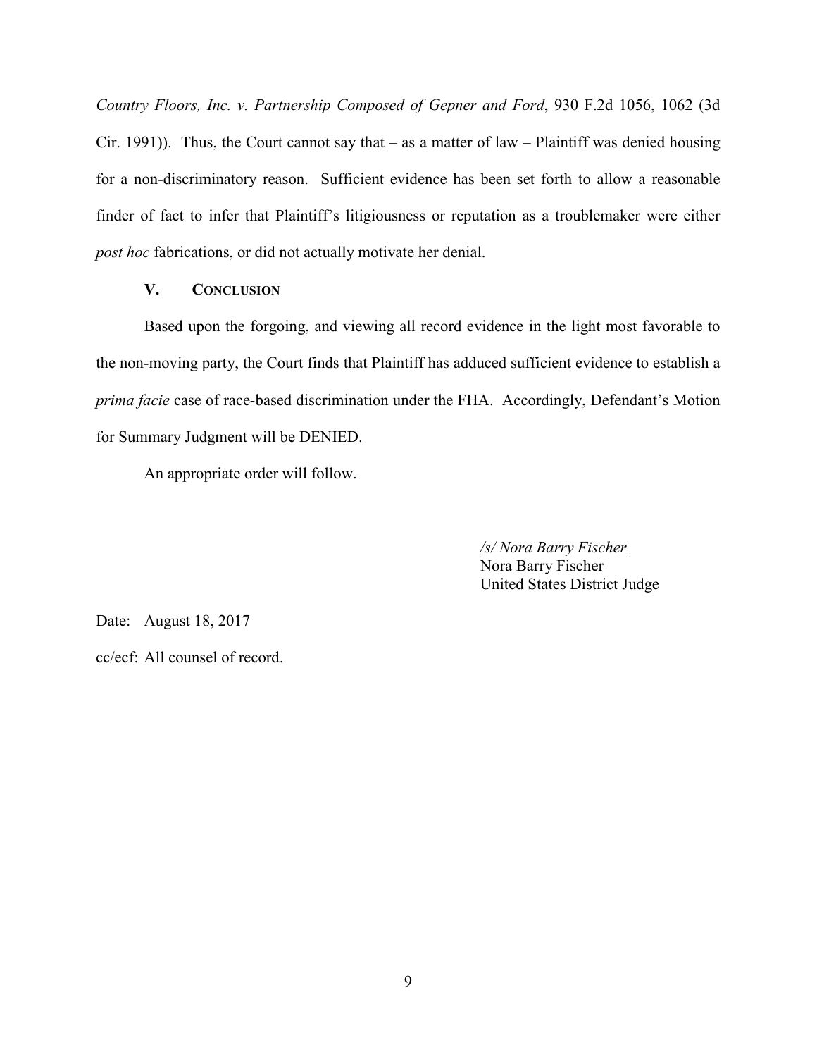*Country Floors, Inc. v. Partnership Composed of Gepner and Ford*, 930 F.2d 1056, 1062 (3d Cir. 1991)). Thus, the Court cannot say that – as a matter of law – Plaintiff was denied housing for a non-discriminatory reason. Sufficient evidence has been set forth to allow a reasonable finder of fact to infer that Plaintiff's litigiousness or reputation as a troublemaker were either *post hoc* fabrications, or did not actually motivate her denial.

## V. CONCLUSION

Based upon the forgoing, and viewing all record evidence in the light most favorable to the non-moving party, the Court finds that Plaintiff has adduced sufficient evidence to establish a *prima facie* case of race-based discrimination under the FHA. Accordingly, Defendant's Motion for Summary Judgment will be DENIED.

An appropriate order will follow.

*/s/ Nora Barry Fischer*
Nora Barry Fischer
United States District Judge

Date: August 18, 2017

cc/ecf: All counsel of record.